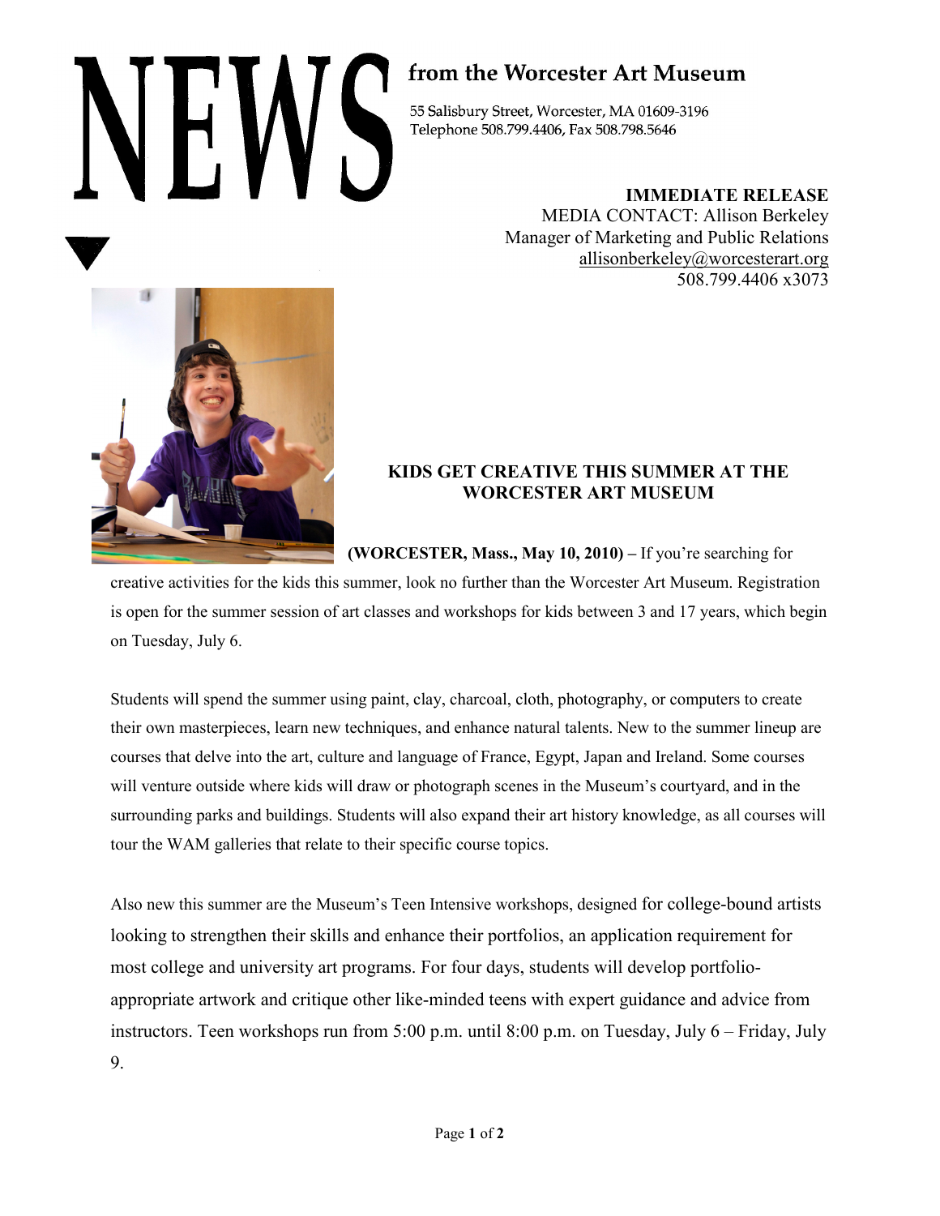# NEWS from the Worcester Art Museum

55 Salisbury Street, Worcester, MA 01609-3196
Telephone 508.799.4406, Fax 508.798.5646

**IMMEDIATE RELEASE**
MEDIA CONTACT: Allison Berkeley
Manager of Marketing and Public Relations
allisonberkeley@worcesterart.org
508.799.4406 x3073

## KIDS GET CREATIVE THIS SUMMER AT THE WORCESTER ART MUSEUM

**(WORCESTER, Mass., May 10, 2010) –** If you're searching for creative activities for the kids this summer, look no further than the Worcester Art Museum. Registration is open for the summer session of art classes and workshops for kids between 3 and 17 years, which begin on Tuesday, July 6.

Students will spend the summer using paint, clay, charcoal, cloth, photography, or computers to create their own masterpieces, learn new techniques, and enhance natural talents. New to the summer lineup are courses that delve into the art, culture and language of France, Egypt, Japan and Ireland. Some courses will venture outside where kids will draw or photograph scenes in the Museum's courtyard, and in the surrounding parks and buildings. Students will also expand their art history knowledge, as all courses will tour the WAM galleries that relate to their specific course topics.

Also new this summer are the Museum's Teen Intensive workshops, designed for college-bound artists looking to strengthen their skills and enhance their portfolios, an application requirement for most college and university art programs. For four days, students will develop portfolio-appropriate artwork and critique other like-minded teens with expert guidance and advice from instructors. Teen workshops run from 5:00 p.m. until 8:00 p.m. on Tuesday, July 6 – Friday, July 9.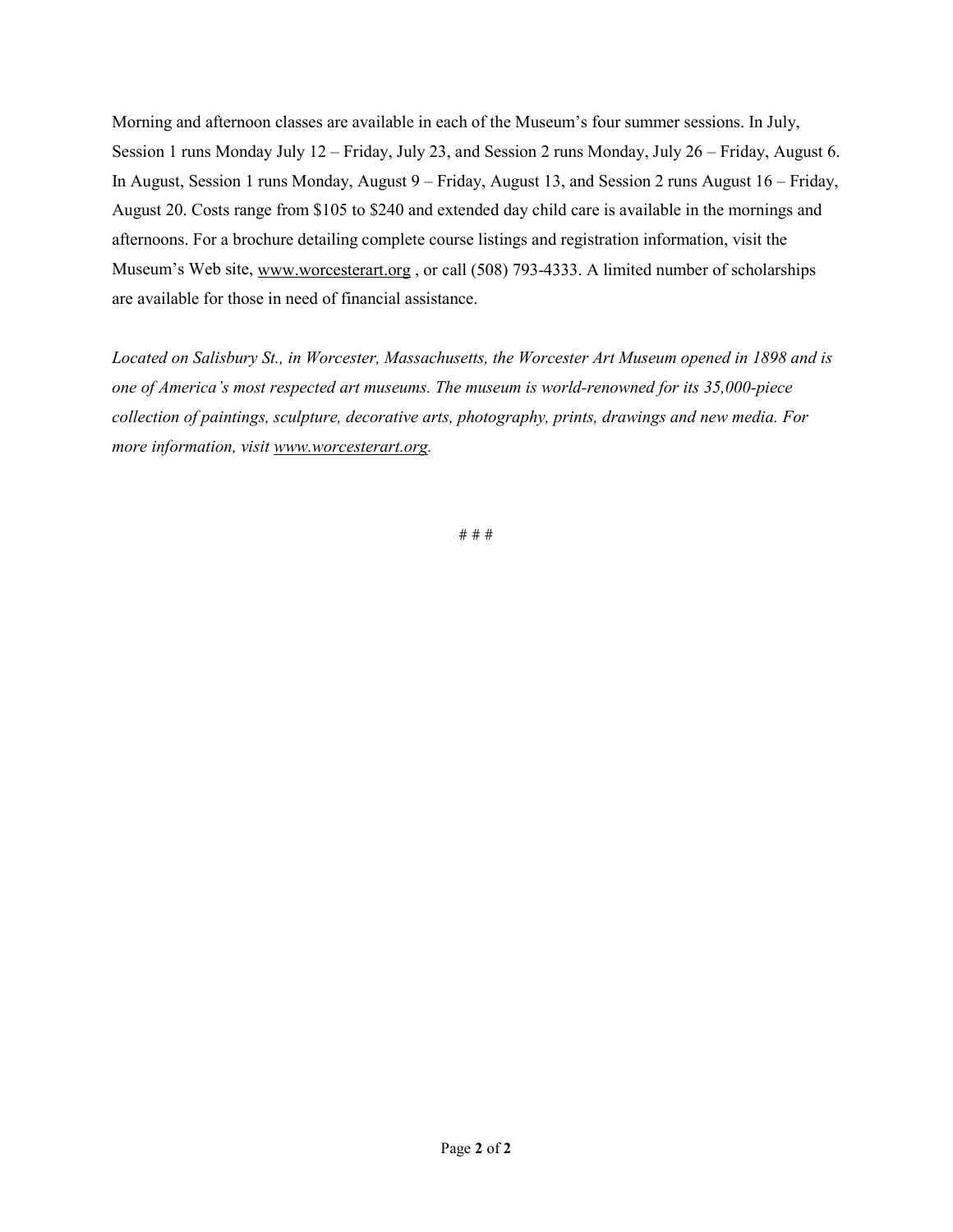Morning and afternoon classes are available in each of the Museum's four summer sessions. In July, Session 1 runs Monday July 12 – Friday, July 23, and Session 2 runs Monday, July 26 – Friday, August 6. In August, Session 1 runs Monday, August 9 – Friday, August 13, and Session 2 runs August 16 – Friday, August 20. Costs range from $105 to $240 and extended day child care is available in the mornings and afternoons. For a brochure detailing complete course listings and registration information, visit the Museum's Web site, www.worcesterart.org , or call (508) 793-4333. A limited number of scholarships are available for those in need of financial assistance.

*Located on Salisbury St., in Worcester, Massachusetts, the Worcester Art Museum opened in 1898 and is one of America's most respected art museums. The museum is world-renowned for its 35,000-piece collection of paintings, sculpture, decorative arts, photography, prints, drawings and new media. For more information, visit www.worcesterart.org.*

# # #